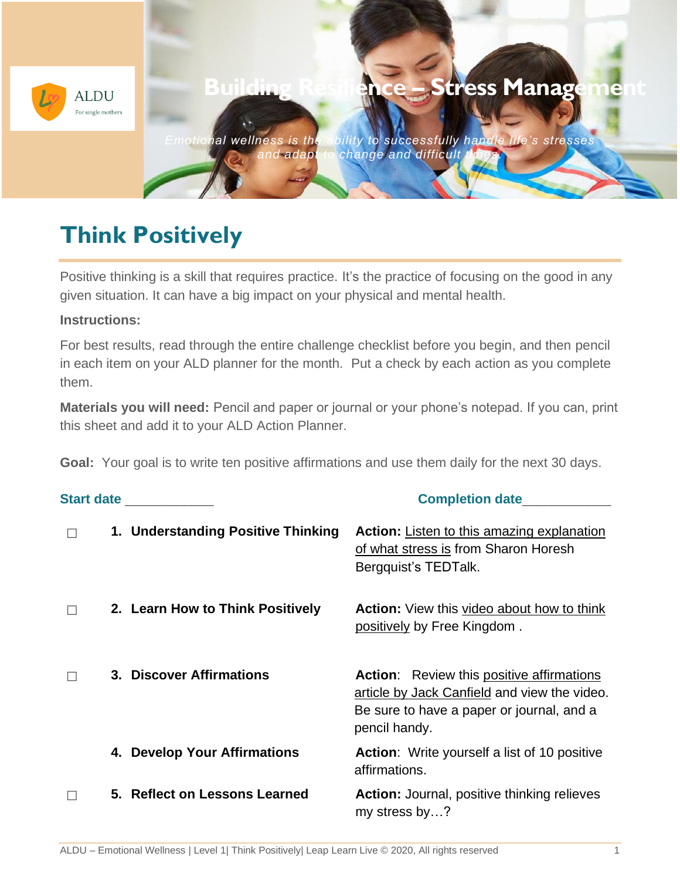ALDU
For single mothers

# Building Resilience – Stress Management

*Emotional wellness is the ability to successfully handle life's stresses and adapt to change and difficult times.*

## Think Positively

Positive thinking is a skill that requires practice. It's the practice of focusing on the good in any given situation. It can have a big impact on your physical and mental health.

**Instructions:**

For best results, read through the entire challenge checklist before you begin, and then pencil in each item on your ALD planner for the month. Put a check by each action as you complete them.

**Materials you will need:** Pencil and paper or journal or your phone's notepad. If you can, print this sheet and add it to your ALD Action Planner.

**Goal:** Your goal is to write ten positive affirmations and use them daily for the next 30 days.

**Start date** ____________ **Completion date**____________

| | | |
|---|---|---|
| ☐ | **1. Understanding Positive Thinking** | **Action:** Listen to this amazing explanation of what stress is from Sharon Horesh Bergquist's TEDTalk. |
| ☐ | **2. Learn How to Think Positively** | **Action:** View this video about how to think positively by Free Kingdom . |
| ☐ | **3. Discover Affirmations** | **Action**: Review this positive affirmations article by Jack Canfield and view the video. Be sure to have a paper or journal, and a pencil handy. |
| | **4. Develop Your Affirmations** | **Action**: Write yourself a list of 10 positive affirmations. |
| ☐ | **5. Reflect on Lessons Learned** | **Action:** Journal, positive thinking relieves my stress by…? |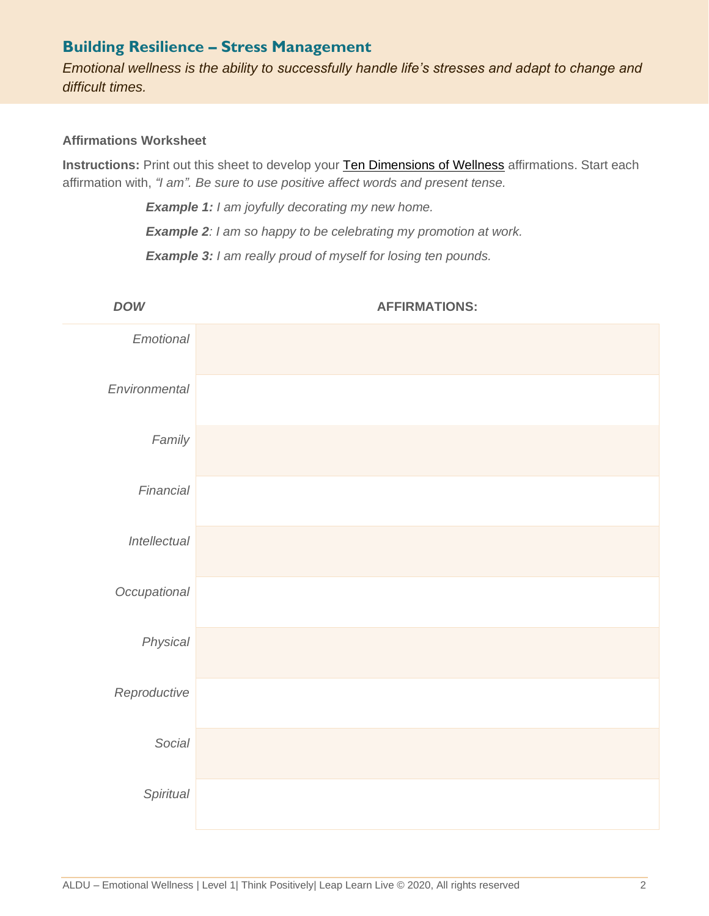## Building Resilience – Stress Management

*Emotional wellness is the ability to successfully handle life's stresses and adapt to change and difficult times.*

**Affirmations Worksheet**

**Instructions:** Print out this sheet to develop your Ten Dimensions of Wellness affirmations. Start each affirmation with, *"I am". Be sure to use positive affect words and present tense.*

> ***Example 1:*** *I am joyfully decorating my new home.*
>
> ***Example 2****: I am so happy to be celebrating my promotion at work.*
>
> ***Example 3:*** *I am really proud of myself for losing ten pounds.*

| ***DOW*** | **AFFIRMATIONS:** |
|---|---|
| *Emotional* | |
| *Environmental* | |
| *Family* | |
| *Financial* | |
| *Intellectual* | |
| *Occupational* | |
| *Physical* | |
| *Reproductive* | |
| *Social* | |
| *Spiritual* | |

ALDU – Emotional Wellness | Level 1| Think Positively| Leap Learn Live © 2020, All rights reserved